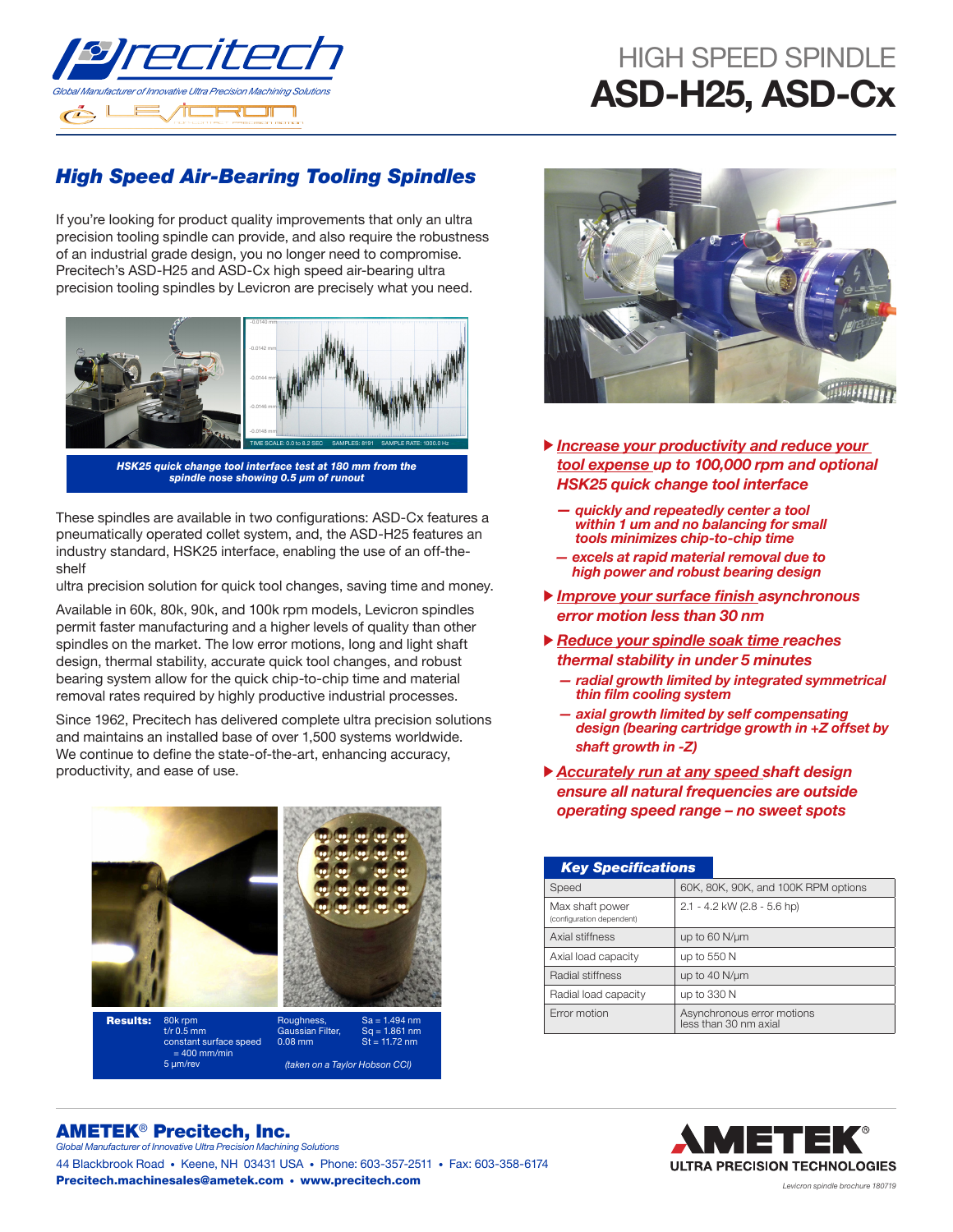# HIGH SPEED SPINDLE
# ASD-H25, ASD-Cx

## *High Speed Air-Bearing Tooling Spindles*

If you're looking for product quality improvements that only an ultra precision tooling spindle can provide, and also require the robustness of an industrial grade design, you no longer need to compromise. Precitech's ASD-H25 and ASD-Cx high speed air-bearing ultra precision tooling spindles by Levicron are precisely what you need.

**HSK25 quick change tool interface test at 180 mm from the spindle nose showing 0.5 µm of runout**

These spindles are available in two configurations: ASD-Cx features a pneumatically operated collet system, and, the ASD-H25 features an industry standard, HSK25 interface, enabling the use of an off-the-shelf ultra precision solution for quick tool changes, saving time and money.

Available in 60k, 80k, 90k, and 100k rpm models, Levicron spindles permit faster manufacturing and a higher levels of quality than other spindles on the market. The low error motions, long and light shaft design, thermal stability, accurate quick tool changes, and robust bearing system allow for the quick chip-to-chip time and material removal rates required by highly productive industrial processes.

Since 1962, Precitech has delivered complete ultra precision solutions and maintains an installed base of over 1,500 systems worldwide. We continue to define the state-of-the-art, enhancing accuracy, productivity, and ease of use.

| **Results:** | 80k rpm<br>t/r 0.5 mm<br>constant surface speed = 400 mm/min<br>5 µm/rev | Roughness, Gaussian Filter, 0.08 mm | Sa = 1.494 nm<br>Sq = 1.861 nm<br>St = 11.72 nm |
|---|---|---|---|

*(taken on a Taylor Hobson CCI)*

- ***Increase your productivity and reduce your tool expense** up to 100,000 rpm and optional HSK25 quick change tool interface*
  - *quickly and repeatedly center a tool within 1 um and no balancing for small tools minimizes chip-to-chip time*
  - *excels at rapid material removal due to high power and robust bearing design*
- ***Improve your surface finish** asynchronous error motion less than 30 nm*
- ***Reduce your spindle soak time** reaches thermal stability in under 5 minutes*
  - *radial growth limited by integrated symmetrical thin film cooling system*
  - *axial growth limited by self compensating design (bearing cartridge growth in +Z offset by shaft growth in -Z)*
- ***Accurately run at any speed** shaft design ensure all natural frequencies are outside operating speed range – no sweet spots*

| ***Key Specifications*** | |
|---|---|
| Speed | 60K, 80K, 90K, and 100K RPM options |
| Max shaft power (configuration dependent) | 2.1 - 4.2 kW (2.8 - 5.6 hp) |
| Axial stiffness | up to 60 N/µm |
| Axial load capacity | up to 550 N |
| Radial stiffness | up to 40 N/µm |
| Radial load capacity | up to 330 N |
| Error motion | Asynchronous error motions less than 30 nm axial |

**AMETEK® Precitech, Inc.**
*Global Manufacturer of Innovative Ultra Precision Machining Solutions*
44 Blackbrook Road • Keene, NH 03431 USA • Phone: 603-357-2511 • Fax: 603-358-6174
**Precitech.machinesales@ametek.com • www.precitech.com**

AMETEK® ULTRA PRECISION TECHNOLOGIES

*Levicron spindle brochure 180719*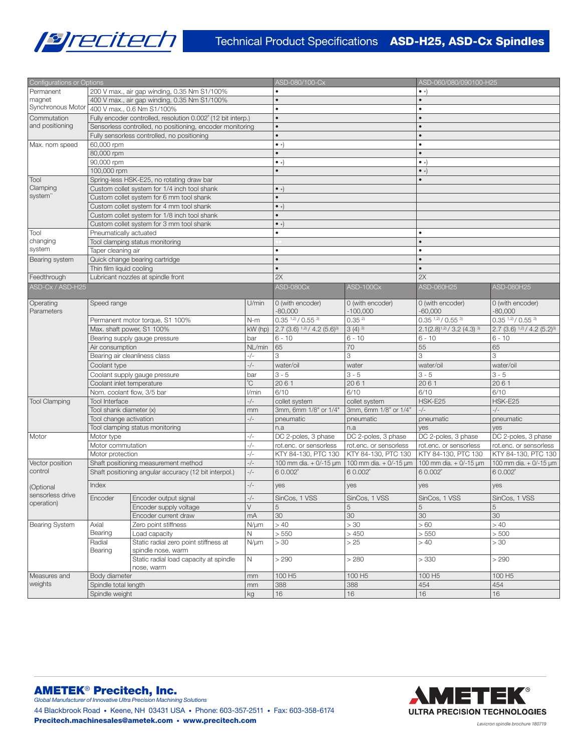# Technical Product Specifications ASD-H25, ASD-Cx Spindles

| Configurations or Options | | ASD-080/100-Cx | ASD-060/080/090100-H25 |
|---|---|---|---|
| Permanent magnet Synchronous Motor | 200 V max., air gap winding, 0.35 Nm S1/100% | • | • *) |
| | 400 V max., air gap winding, 0.35 Nm S1/100% | • | • |
| | 400 V max., 0.6 Nm S1/100% | • | • |
| Commutation and positioning | Fully encoder controlled, resolution 0.002° (12 bit interp.) | • | • |
| | Sensorless controlled, no positioning, encoder monitoring | • | • |
| | Fully sensorless controlled, no positioning | • | • |
| Max. nom speed | 60,000 rpm | • *) | • |
| | 80,000 rpm | • | • |
| | 90,000 rpm | • *) | • *) |
| | 100,000 rpm | • | • *) |
| Tool Clamping system** | Spring-less HSK-E25, no rotating draw bar | | • |
| | Custom collet system for 1/4 inch tool shank | • *) | |
| | Custom collet system for 6 mm tool shank | • | |
| | Custom collet system for 4 mm tool shank | • *) | |
| | Custom collet system for 1/8 inch tool shank | • | |
| | Custom collet system for 3 mm tool shank | • *) | |
| Tool changing system | Pneumatically actuated | • | • |
| | Tool clamping status monitoring | •• | • |
| | Taper cleaning air | • | • |
| Bearing system | Quick change bearing cartridge | • | • |
| | Thin film liquid cooling | • | • |
| Feedthrough | Lubricant nozzles at spindle front | 2X | 2X |

| ASD-Cx / ASD-H25 | | | | ASD-080Cx | ASD-100Cx | ASD-060H25 | ASD-080H25 |
|---|---|---|---|---|---|---|---|
| Operating Parameters | Speed range | | U/min | 0 (with encoder) -80,000 | 0 (with encoder) -100,000 | 0 (with encoder) -60,000 | 0 (with encoder) -80,000 |
| | Permanent motor torque, S1 100% | | N-m | 0.35 1,2) / 0.55 3) | 0.35 2) | 0.35 1,2) / 0.55 3) | 0.35 1,2) / 0.55 3) |
| | Max. shaft power, S1 100% | | kW (hp) | 2.7 (3.6) 1,2) / 4.2 (5.6)3) | 3 (4) 3) | 2.1(2.8)1,2) / 3.2 (4.3) 3) | 2.7 (3.6) 1,2) / 4.2 (5.2)3) |
| | Bearing supply gauge pressure | | bar | 6 - 10 | 6 - 10 | 6 - 10 | 6 - 10 |
| | Air consumption | | NL/min | 65 | 70 | 55 | 65 |
| | Bearing air cleanliness class | | -/- | 3 | 3 | 3 | 3 |
| | Coolant type | | -/- | water/oil | water | water/oil | water/oil |
| | Coolant supply gauge pressure | | bar | 3 - 5 | 3 - 5 | 3 - 5 | 3 - 5 |
| | Coolant inlet temperature | | °C | 20 6 1 | 20 6 1 | 20 6 1 | 20 6 1 |
| | Nom. coolant flow, 3/5 bar | | l/min | 6/10 | 6/10 | 6/10 | 6/10 |
| Tool Clamping | Tool Interface | | -/- | collet system | collet system | HSK-E25 | HSK-E25 |
| | Tool shank diameter (x) | | mm | 3mm, 6mm 1/8" or 1/4" | 3mm, 6mm 1/8" or 1/4" | -/- | -/- |
| | Tool change activation | | -/- | pneumatic | pneumatic | pneumatic | pneumatic |
| | Tool clamping status monitoring | | | n.a | n.a | yes | yes |
| Motor | Motor type | | -/- | DC 2-poles, 3 phase | DC 2-poles, 3 phase | DC 2-poles, 3 phase | DC 2-poles, 3 phase |
| | Motor commutation | | -/- | rot.enc. or sensorless | rot.enc. or sensorless | rot.enc. or sensorless | rot.enc. or sensorless |
| | Motor protection | | -/- | KTY 84-130, PTC 130 | KTY 84-130, PTC 130 | KTY 84-130, PTC 130 | KTY 84-130, PTC 130 |
| Vector position control | Shaft positioning measurement method | | -/- | 100 mm dia. + 0/-15 µm | 100 mm dia. + 0/-15 µm | 100 mm dia. + 0/-15 µm | 100 mm dia. + 0/-15 µm |
| | Shaft positioning angular accuracy (12 bit interpol.) | | -/- | 6 0.002° | 6 0.002° | 6 0.002° | 6 0.002° |
| (Optional sensorless drive operation) | Index | | -/- | yes | yes | yes | yes |
| | Encoder | Encoder output signal | -/- | SinCos, 1 VSS | SinCos, 1 VSS | SinCos, 1 VSS | SinCos, 1 VSS |
| | | Encoder supply voltage | V | 5 | 5 | 5 | 5 |
| | | Encoder current draw | mA | 30 | 30 | 30 | 30 |
| Bearing System | Axial Bearing | Zero point stiffness | N/µm | > 40 | > 30 | > 60 | > 40 |
| | | Load capacity | N | > 550 | > 450 | > 550 | > 500 |
| | Radial Bearing | Static radial zero point stiffness at spindle nose, warm | N/µm | > 30 | > 25 | > 40 | > 30 |
| | | Static radial load capacity at spindle nose, warm | N | > 290 | > 280 | > 330 | > 290 |
| Measures and weights | Body diameter | | mm | 100 H5 | 100 H5 | 100 H5 | 100 H5 |
| | Spindle total length | | mm | 388 | 388 | 454 | 454 |
| | Spindle weight | | kg | 16 | 16 | 16 | 16 |

**AMETEK® Precitech, Inc.**
*Global Manufacturer of Innovative Ultra Precision Machining Solutions*
44 Blackbrook Road • Keene, NH 03431 USA • Phone: 603-357-2511 • Fax: 603-358-6174
**Precitech.machinesales@ametek.com • www.precitech.com**

AMETEK® ULTRA PRECISION TECHNOLOGIES

*Levicron spindle brochure 180719*